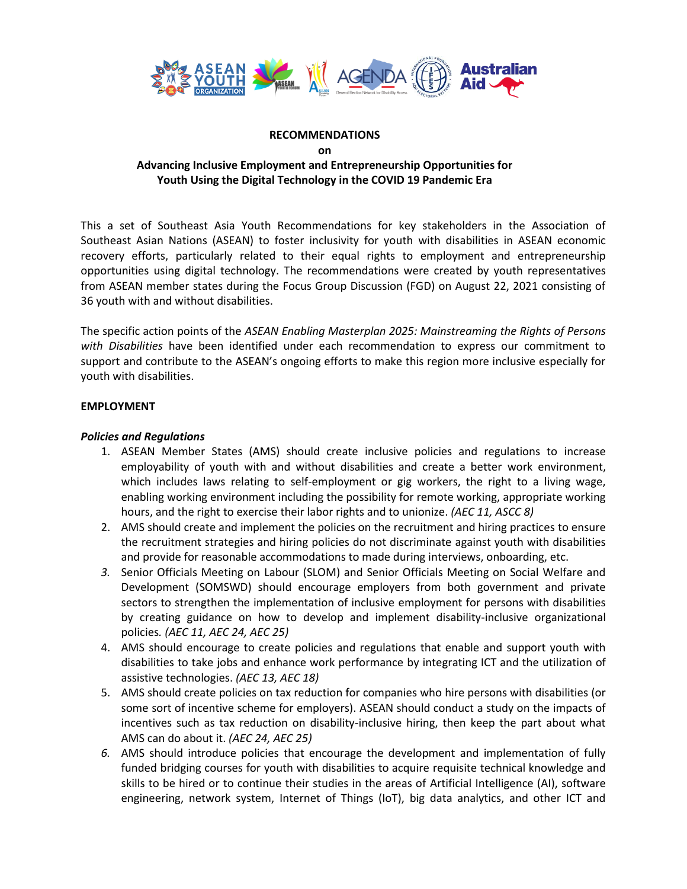**RECOMMENDATIONS**

**on**

**Advancing Inclusive Employment and Entrepreneurship Opportunities for Youth Using the Digital Technology in the COVID 19 Pandemic Era**

This a set of Southeast Asia Youth Recommendations for key stakeholders in the Association of Southeast Asian Nations (ASEAN) to foster inclusivity for youth with disabilities in ASEAN economic recovery efforts, particularly related to their equal rights to employment and entrepreneurship opportunities using digital technology. The recommendations were created by youth representatives from ASEAN member states during the Focus Group Discussion (FGD) on August 22, 2021 consisting of 36 youth with and without disabilities.

The specific action points of the *ASEAN Enabling Masterplan 2025: Mainstreaming the Rights of Persons with Disabilities* have been identified under each recommendation to express our commitment to support and contribute to the ASEAN's ongoing efforts to make this region more inclusive especially for youth with disabilities.

**EMPLOYMENT**

***Policies and Regulations***

1. ASEAN Member States (AMS) should create inclusive policies and regulations to increase employability of youth with and without disabilities and create a better work environment, which includes laws relating to self-employment or gig workers, the right to a living wage, enabling working environment including the possibility for remote working, appropriate working hours, and the right to exercise their labor rights and to unionize. *(AEC 11, ASCC 8)*
2. AMS should create and implement the policies on the recruitment and hiring practices to ensure the recruitment strategies and hiring policies do not discriminate against youth with disabilities and provide for reasonable accommodations to made during interviews, onboarding, etc.
3. Senior Officials Meeting on Labour (SLOM) and Senior Officials Meeting on Social Welfare and Development (SOMSWD) should encourage employers from both government and private sectors to strengthen the implementation of inclusive employment for persons with disabilities by creating guidance on how to develop and implement disability-inclusive organizational policies. *(AEC 11, AEC 24, AEC 25)*
4. AMS should encourage to create policies and regulations that enable and support youth with disabilities to take jobs and enhance work performance by integrating ICT and the utilization of assistive technologies. *(AEC 13, AEC 18)*
5. AMS should create policies on tax reduction for companies who hire persons with disabilities (or some sort of incentive scheme for employers). ASEAN should conduct a study on the impacts of incentives such as tax reduction on disability-inclusive hiring, then keep the part about what AMS can do about it. *(AEC 24, AEC 25)*
6. AMS should introduce policies that encourage the development and implementation of fully funded bridging courses for youth with disabilities to acquire requisite technical knowledge and skills to be hired or to continue their studies in the areas of Artificial Intelligence (AI), software engineering, network system, Internet of Things (IoT), big data analytics, and other ICT and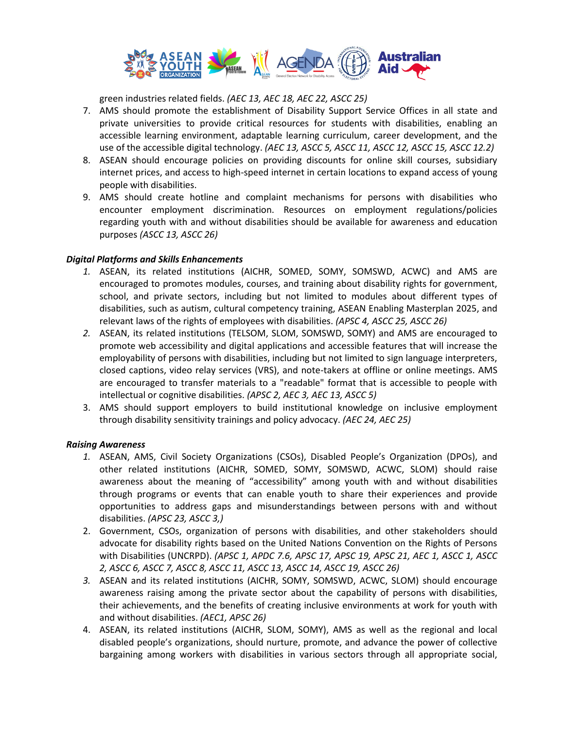green industries related fields. *(AEC 13, AEC 18, AEC 22, ASCC 25)*

7. AMS should promote the establishment of Disability Support Service Offices in all state and private universities to provide critical resources for students with disabilities, enabling an accessible learning environment, adaptable learning curriculum, career development, and the use of the accessible digital technology. *(AEC 13, ASCC 5, ASCC 11, ASCC 12, ASCC 15, ASCC 12.2)*
8. ASEAN should encourage policies on providing discounts for online skill courses, subsidiary internet prices, and access to high-speed internet in certain locations to expand access of young people with disabilities.
9. AMS should create hotline and complaint mechanisms for persons with disabilities who encounter employment discrimination. Resources on employment regulations/policies regarding youth with and without disabilities should be available for awareness and education purposes *(ASCC 13, ASCC 26)*

***Digital Platforms and Skills Enhancements***

1. ASEAN, its related institutions (AICHR, SOMED, SOMY, SOMSWD, ACWC) and AMS are encouraged to promotes modules, courses, and training about disability rights for government, school, and private sectors, including but not limited to modules about different types of disabilities, such as autism, cultural competency training, ASEAN Enabling Masterplan 2025, and relevant laws of the rights of employees with disabilities. *(APSC 4, ASCC 25, ASCC 26)*
2. ASEAN, its related institutions (TELSOM, SLOM, SOMSWD, SOMY) and AMS are encouraged to promote web accessibility and digital applications and accessible features that will increase the employability of persons with disabilities, including but not limited to sign language interpreters, closed captions, video relay services (VRS), and note-takers at offline or online meetings. AMS are encouraged to transfer materials to a "readable" format that is accessible to people with intellectual or cognitive disabilities. *(APSC 2, AEC 3, AEC 13, ASCC 5)*
3. AMS should support employers to build institutional knowledge on inclusive employment through disability sensitivity trainings and policy advocacy. *(AEC 24, AEC 25)*

***Raising Awareness***

1. ASEAN, AMS, Civil Society Organizations (CSOs), Disabled People's Organization (DPOs), and other related institutions (AICHR, SOMED, SOMY, SOMSWD, ACWC, SLOM) should raise awareness about the meaning of "accessibility" among youth with and without disabilities through programs or events that can enable youth to share their experiences and provide opportunities to address gaps and misunderstandings between persons with and without disabilities. *(APSC 23, ASCC 3,)*
2. Government, CSOs, organization of persons with disabilities, and other stakeholders should advocate for disability rights based on the United Nations Convention on the Rights of Persons with Disabilities (UNCRPD). *(APSC 1, APDC 7.6, APSC 17, APSC 19, APSC 21, AEC 1, ASCC 1, ASCC 2, ASCC 6, ASCC 7, ASCC 8, ASCC 11, ASCC 13, ASCC 14, ASCC 19, ASCC 26)*
3. ASEAN and its related institutions (AICHR, SOMY, SOMSWD, ACWC, SLOM) should encourage awareness raising among the private sector about the capability of persons with disabilities, their achievements, and the benefits of creating inclusive environments at work for youth with and without disabilities. *(AEC1, APSC 26)*
4. ASEAN, its related institutions (AICHR, SLOM, SOMY), AMS as well as the regional and local disabled people's organizations, should nurture, promote, and advance the power of collective bargaining among workers with disabilities in various sectors through all appropriate social,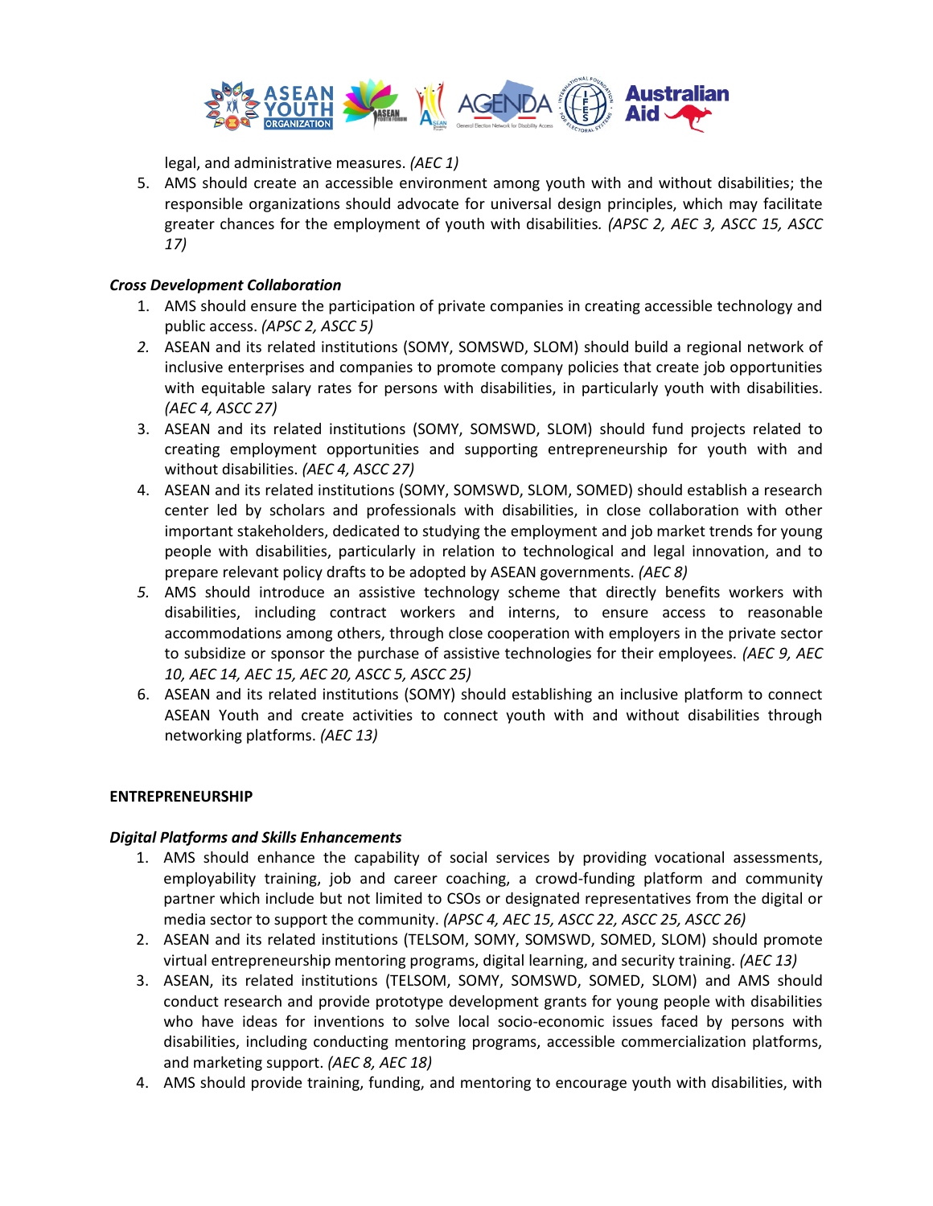legal, and administrative measures. *(AEC 1)*

5. AMS should create an accessible environment among youth with and without disabilities; the responsible organizations should advocate for universal design principles, which may facilitate greater chances for the employment of youth with disabilities. *(APSC 2, AEC 3, ASCC 15, ASCC 17)*

***Cross Development Collaboration***

1. AMS should ensure the participation of private companies in creating accessible technology and public access. *(APSC 2, ASCC 5)*
2. ASEAN and its related institutions (SOMY, SOMSWD, SLOM) should build a regional network of inclusive enterprises and companies to promote company policies that create job opportunities with equitable salary rates for persons with disabilities, in particularly youth with disabilities. *(AEC 4, ASCC 27)*
3. ASEAN and its related institutions (SOMY, SOMSWD, SLOM) should fund projects related to creating employment opportunities and supporting entrepreneurship for youth with and without disabilities. *(AEC 4, ASCC 27)*
4. ASEAN and its related institutions (SOMY, SOMSWD, SLOM, SOMED) should establish a research center led by scholars and professionals with disabilities, in close collaboration with other important stakeholders, dedicated to studying the employment and job market trends for young people with disabilities, particularly in relation to technological and legal innovation, and to prepare relevant policy drafts to be adopted by ASEAN governments. *(AEC 8)*
5. AMS should introduce an assistive technology scheme that directly benefits workers with disabilities, including contract workers and interns, to ensure access to reasonable accommodations among others, through close cooperation with employers in the private sector to subsidize or sponsor the purchase of assistive technologies for their employees. *(AEC 9, AEC 10, AEC 14, AEC 15, AEC 20, ASCC 5, ASCC 25)*
6. ASEAN and its related institutions (SOMY) should establishing an inclusive platform to connect ASEAN Youth and create activities to connect youth with and without disabilities through networking platforms. *(AEC 13)*

**ENTREPRENEURSHIP**

***Digital Platforms and Skills Enhancements***

1. AMS should enhance the capability of social services by providing vocational assessments, employability training, job and career coaching, a crowd-funding platform and community partner which include but not limited to CSOs or designated representatives from the digital or media sector to support the community. *(APSC 4, AEC 15, ASCC 22, ASCC 25, ASCC 26)*
2. ASEAN and its related institutions (TELSOM, SOMY, SOMSWD, SOMED, SLOM) should promote virtual entrepreneurship mentoring programs, digital learning, and security training. *(AEC 13)*
3. ASEAN, its related institutions (TELSOM, SOMY, SOMSWD, SOMED, SLOM) and AMS should conduct research and provide prototype development grants for young people with disabilities who have ideas for inventions to solve local socio-economic issues faced by persons with disabilities, including conducting mentoring programs, accessible commercialization platforms, and marketing support. *(AEC 8, AEC 18)*
4. AMS should provide training, funding, and mentoring to encourage youth with disabilities, with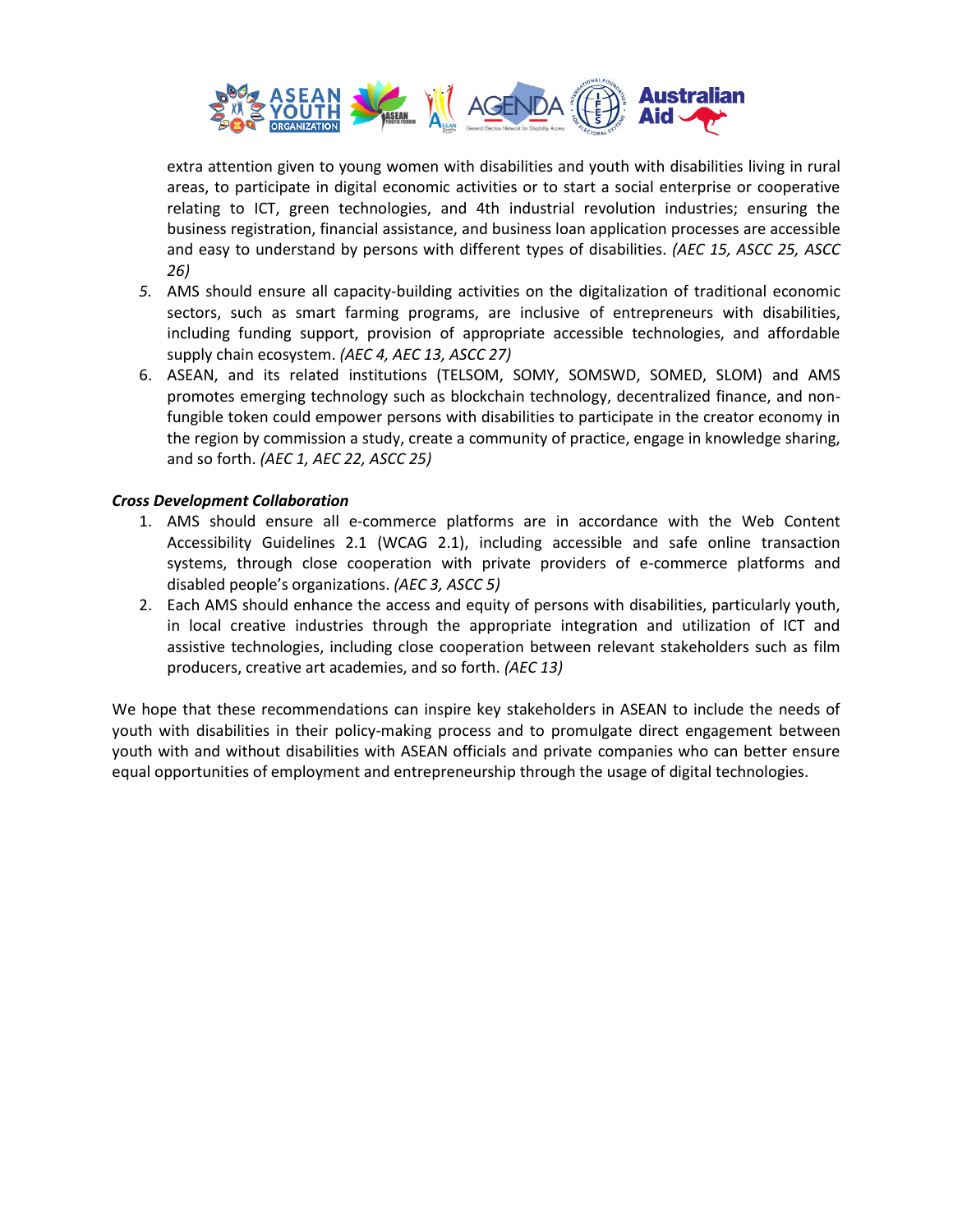extra attention given to young women with disabilities and youth with disabilities living in rural areas, to participate in digital economic activities or to start a social enterprise or cooperative relating to ICT, green technologies, and 4th industrial revolution industries; ensuring the business registration, financial assistance, and business loan application processes are accessible and easy to understand by persons with different types of disabilities. *(AEC 15, ASCC 25, ASCC 26)*

5. AMS should ensure all capacity-building activities on the digitalization of traditional economic sectors, such as smart farming programs, are inclusive of entrepreneurs with disabilities, including funding support, provision of appropriate accessible technologies, and affordable supply chain ecosystem. *(AEC 4, AEC 13, ASCC 27)*
6. ASEAN, and its related institutions (TELSOM, SOMY, SOMSWD, SOMED, SLOM) and AMS promotes emerging technology such as blockchain technology, decentralized finance, and non-fungible token could empower persons with disabilities to participate in the creator economy in the region by commission a study, create a community of practice, engage in knowledge sharing, and so forth. *(AEC 1, AEC 22, ASCC 25)*

***Cross Development Collaboration***

1. AMS should ensure all e-commerce platforms are in accordance with the Web Content Accessibility Guidelines 2.1 (WCAG 2.1), including accessible and safe online transaction systems, through close cooperation with private providers of e-commerce platforms and disabled people's organizations. *(AEC 3, ASCC 5)*
2. Each AMS should enhance the access and equity of persons with disabilities, particularly youth, in local creative industries through the appropriate integration and utilization of ICT and assistive technologies, including close cooperation between relevant stakeholders such as film producers, creative art academies, and so forth. *(AEC 13)*

We hope that these recommendations can inspire key stakeholders in ASEAN to include the needs of youth with disabilities in their policy-making process and to promulgate direct engagement between youth with and without disabilities with ASEAN officials and private companies who can better ensure equal opportunities of employment and entrepreneurship through the usage of digital technologies.